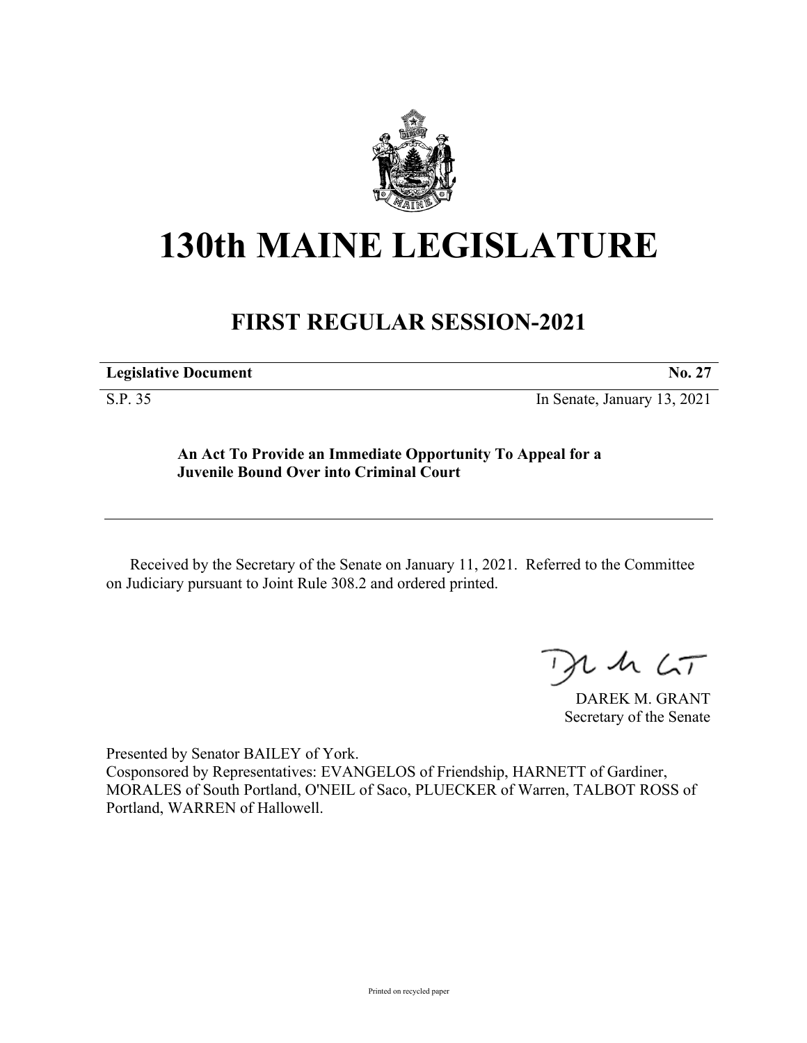# 130th MAINE LEGISLATURE

## FIRST REGULAR SESSION-2021

| **Legislative Document** | **No. 27** |
|---|---|
| S.P. 35 | In Senate, January 13, 2021 |

**An Act To Provide an Immediate Opportunity To Appeal for a Juvenile Bound Over into Criminal Court**

Received by the Secretary of the Senate on January 11, 2021. Referred to the Committee on Judiciary pursuant to Joint Rule 308.2 and ordered printed.

DAREK M. GRANT
Secretary of the Senate

Presented by Senator BAILEY of York.
Cosponsored by Representatives: EVANGELOS of Friendship, HARNETT of Gardiner, MORALES of South Portland, O'NEIL of Saco, PLUECKER of Warren, TALBOT ROSS of Portland, WARREN of Hallowell.

Printed on recycled paper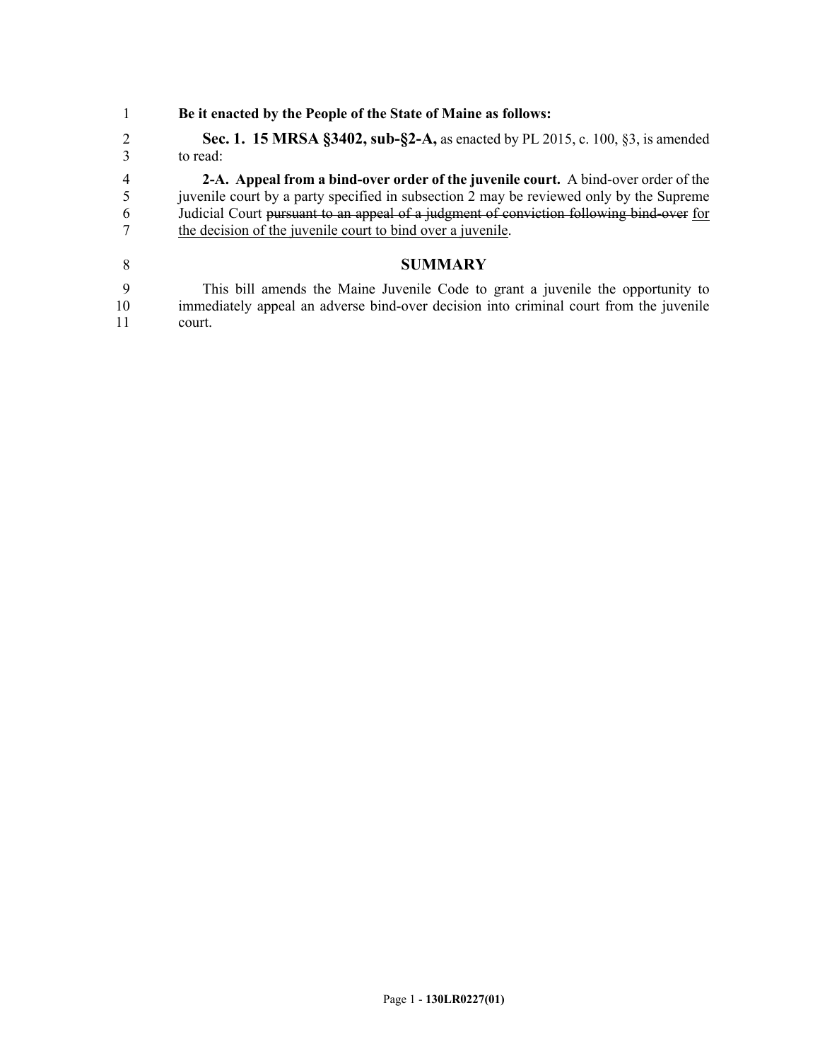**Be it enacted by the People of the State of Maine as follows:**

**Sec. 1. 15 MRSA §3402, sub-§2-A,** as enacted by PL 2015, c. 100, §3, is amended to read:

**2-A. Appeal from a bind-over order of the juvenile court.** A bind-over order of the juvenile court by a party specified in subsection 2 may be reviewed only by the Supreme Judicial Court ~~pursuant to an appeal of a judgment of conviction following bind-over~~ <u>for the decision of the juvenile court to bind over a juvenile</u>.

## SUMMARY

This bill amends the Maine Juvenile Code to grant a juvenile the opportunity to immediately appeal an adverse bind-over decision into criminal court from the juvenile court.